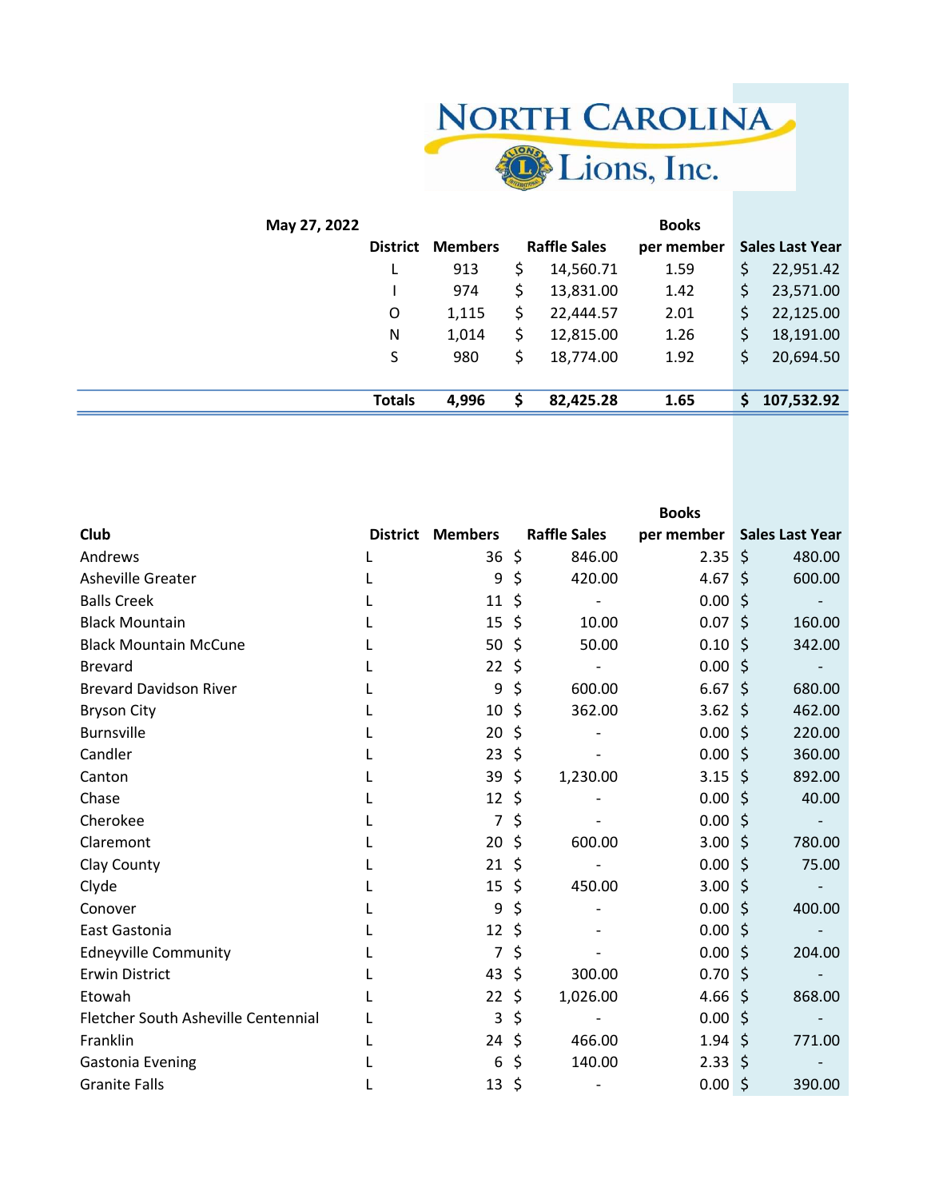# North Carolina Lions, Inc.

**May 27, 2022**

| District | Members | Raffle Sales | Books per member | Sales Last Year |
|---|---|---|---|---|
| L | 913 | $ 14,560.71 | 1.59 | $ 22,951.42 |
| I | 974 | $ 13,831.00 | 1.42 | $ 23,571.00 |
| O | 1,115 | $ 22,444.57 | 2.01 | $ 22,125.00 |
| N | 1,014 | $ 12,815.00 | 1.26 | $ 18,191.00 |
| S | 980 | $ 18,774.00 | 1.92 | $ 20,694.50 |
| **Totals** | **4,996** | **$ 82,425.28** | **1.65** | **$ 107,532.92** |

| Club | District | Members | Raffle Sales | Books per member | Sales Last Year |
|---|---|---|---|---|---|
| Andrews | L | 36 | $ 846.00 | 2.35 | $ 480.00 |
| Asheville Greater | L | 9 | $ 420.00 | 4.67 | $ 600.00 |
| Balls Creek | L | 11 | $ - | 0.00 | $ - |
| Black Mountain | L | 15 | $ 10.00 | 0.07 | $ 160.00 |
| Black Mountain McCune | L | 50 | $ 50.00 | 0.10 | $ 342.00 |
| Brevard | L | 22 | $ - | 0.00 | $ - |
| Brevard Davidson River | L | 9 | $ 600.00 | 6.67 | $ 680.00 |
| Bryson City | L | 10 | $ 362.00 | 3.62 | $ 462.00 |
| Burnsville | L | 20 | $ - | 0.00 | $ 220.00 |
| Candler | L | 23 | $ - | 0.00 | $ 360.00 |
| Canton | L | 39 | $ 1,230.00 | 3.15 | $ 892.00 |
| Chase | L | 12 | $ - | 0.00 | $ 40.00 |
| Cherokee | L | 7 | $ - | 0.00 | $ - |
| Claremont | L | 20 | $ 600.00 | 3.00 | $ 780.00 |
| Clay County | L | 21 | $ - | 0.00 | $ 75.00 |
| Clyde | L | 15 | $ 450.00 | 3.00 | $ - |
| Conover | L | 9 | $ - | 0.00 | $ 400.00 |
| East Gastonia | L | 12 | $ - | 0.00 | $ - |
| Edneyville Community | L | 7 | $ - | 0.00 | $ 204.00 |
| Erwin District | L | 43 | $ 300.00 | 0.70 | $ - |
| Etowah | L | 22 | $ 1,026.00 | 4.66 | $ 868.00 |
| Fletcher South Asheville Centennial | L | 3 | $ - | 0.00 | $ - |
| Franklin | L | 24 | $ 466.00 | 1.94 | $ 771.00 |
| Gastonia Evening | L | 6 | $ 140.00 | 2.33 | $ - |
| Granite Falls | L | 13 | $ - | 0.00 | $ 390.00 |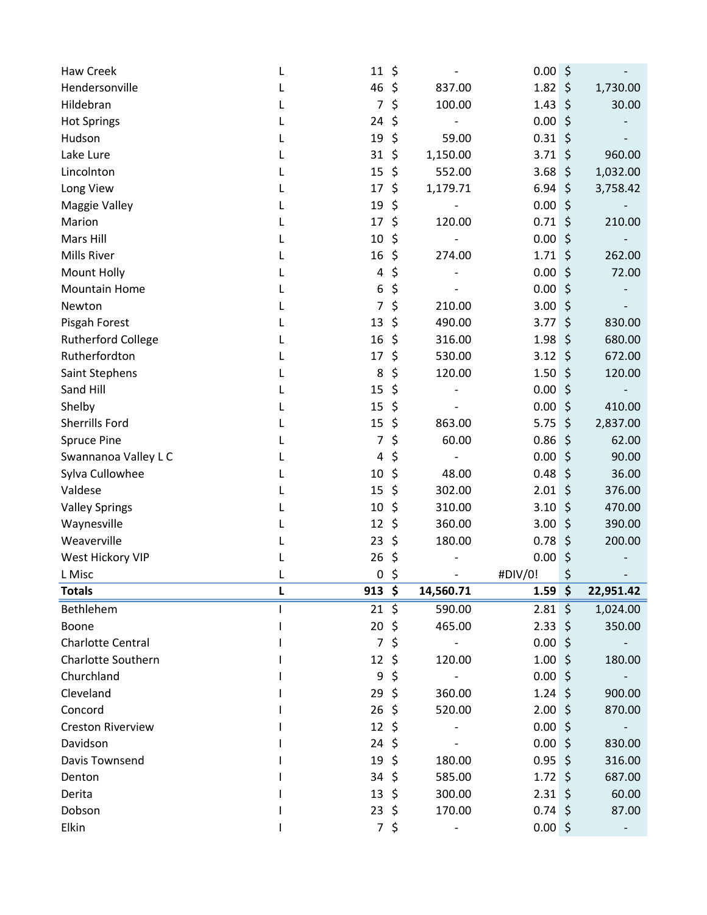| | | | | | |
|---|---|---|---|---|---|
| Haw Creek | L | 11 | $ - | 0.00 | $ - |
| Hendersonville | L | 46 | $ 837.00 | 1.82 | $ 1,730.00 |
| Hildebran | L | 7 | $ 100.00 | 1.43 | $ 30.00 |
| Hot Springs | L | 24 | $ - | 0.00 | $ - |
| Hudson | L | 19 | $ 59.00 | 0.31 | $ - |
| Lake Lure | L | 31 | $ 1,150.00 | 3.71 | $ 960.00 |
| Lincolnton | L | 15 | $ 552.00 | 3.68 | $ 1,032.00 |
| Long View | L | 17 | $ 1,179.71 | 6.94 | $ 3,758.42 |
| Maggie Valley | L | 19 | $ - | 0.00 | $ - |
| Marion | L | 17 | $ 120.00 | 0.71 | $ 210.00 |
| Mars Hill | L | 10 | $ - | 0.00 | $ - |
| Mills River | L | 16 | $ 274.00 | 1.71 | $ 262.00 |
| Mount Holly | L | 4 | $ - | 0.00 | $ 72.00 |
| Mountain Home | L | 6 | $ - | 0.00 | $ - |
| Newton | L | 7 | $ 210.00 | 3.00 | $ - |
| Pisgah Forest | L | 13 | $ 490.00 | 3.77 | $ 830.00 |
| Rutherford College | L | 16 | $ 316.00 | 1.98 | $ 680.00 |
| Rutherfordton | L | 17 | $ 530.00 | 3.12 | $ 672.00 |
| Saint Stephens | L | 8 | $ 120.00 | 1.50 | $ 120.00 |
| Sand Hill | L | 15 | $ - | 0.00 | $ - |
| Shelby | L | 15 | $ - | 0.00 | $ 410.00 |
| Sherrills Ford | L | 15 | $ 863.00 | 5.75 | $ 2,837.00 |
| Spruce Pine | L | 7 | $ 60.00 | 0.86 | $ 62.00 |
| Swannanoa Valley L C | L | 4 | $ - | 0.00 | $ 90.00 |
| Sylva Cullowhee | L | 10 | $ 48.00 | 0.48 | $ 36.00 |
| Valdese | L | 15 | $ 302.00 | 2.01 | $ 376.00 |
| Valley Springs | L | 10 | $ 310.00 | 3.10 | $ 470.00 |
| Waynesville | L | 12 | $ 360.00 | 3.00 | $ 390.00 |
| Weaverville | L | 23 | $ 180.00 | 0.78 | $ 200.00 |
| West Hickory VIP | L | 26 | $ - | 0.00 | $ - |
| L Misc | L | 0 | $ - | #DIV/0! | $ - |
| **Totals** | **L** | **913** | **$ 14,560.71** | **1.59** | **$ 22,951.42** |
| Bethlehem | I | 21 | $ 590.00 | 2.81 | $ 1,024.00 |
| Boone | I | 20 | $ 465.00 | 2.33 | $ 350.00 |
| Charlotte Central | I | 7 | $ - | 0.00 | $ - |
| Charlotte Southern | I | 12 | $ 120.00 | 1.00 | $ 180.00 |
| Churchland | I | 9 | $ - | 0.00 | $ - |
| Cleveland | I | 29 | $ 360.00 | 1.24 | $ 900.00 |
| Concord | I | 26 | $ 520.00 | 2.00 | $ 870.00 |
| Creston Riverview | I | 12 | $ - | 0.00 | $ - |
| Davidson | I | 24 | $ - | 0.00 | $ 830.00 |
| Davis Townsend | I | 19 | $ 180.00 | 0.95 | $ 316.00 |
| Denton | I | 34 | $ 585.00 | 1.72 | $ 687.00 |
| Derita | I | 13 | $ 300.00 | 2.31 | $ 60.00 |
| Dobson | I | 23 | $ 170.00 | 0.74 | $ 87.00 |
| Elkin | I | 7 | $ - | 0.00 | $ - |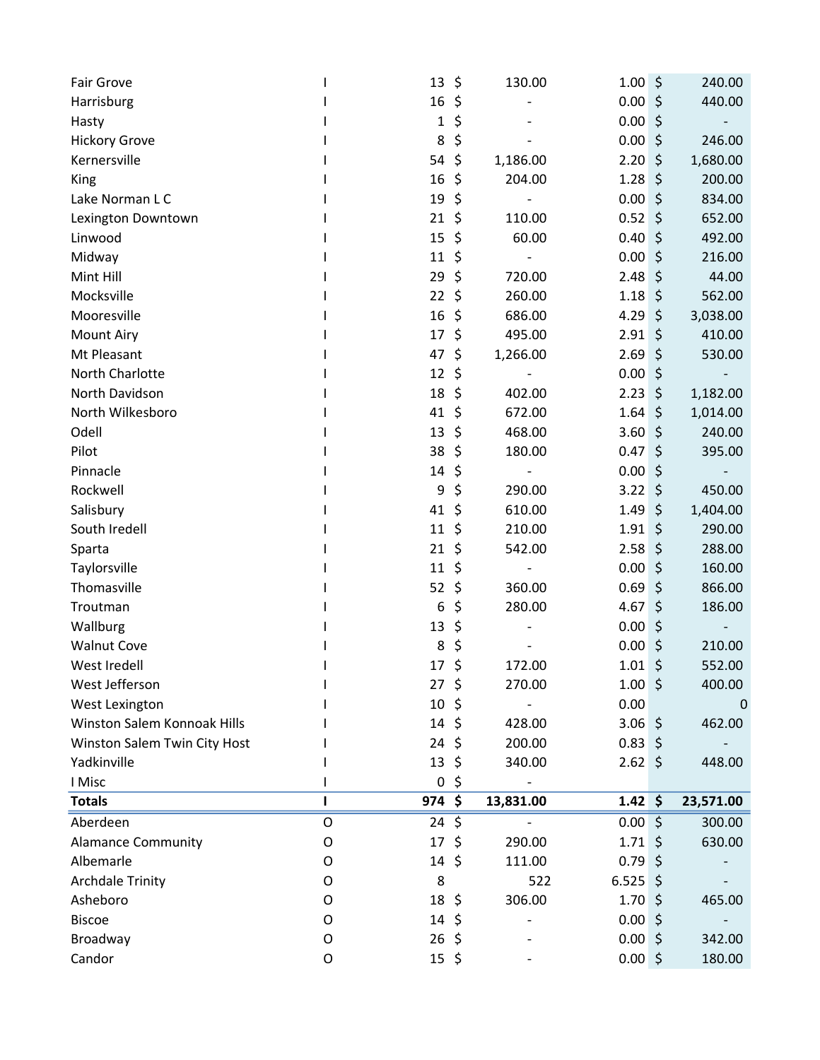| | | | | | |
|---|---|---|---|---|---|
| Fair Grove | I | 13 | $ 130.00 | 1.00 | $ 240.00 |
| Harrisburg | I | 16 | $ - | 0.00 | $ 440.00 |
| Hasty | I | 1 | $ - | 0.00 | $ - |
| Hickory Grove | I | 8 | $ - | 0.00 | $ 246.00 |
| Kernersville | I | 54 | $ 1,186.00 | 2.20 | $ 1,680.00 |
| King | I | 16 | $ 204.00 | 1.28 | $ 200.00 |
| Lake Norman L C | I | 19 | $ - | 0.00 | $ 834.00 |
| Lexington Downtown | I | 21 | $ 110.00 | 0.52 | $ 652.00 |
| Linwood | I | 15 | $ 60.00 | 0.40 | $ 492.00 |
| Midway | I | 11 | $ - | 0.00 | $ 216.00 |
| Mint Hill | I | 29 | $ 720.00 | 2.48 | $ 44.00 |
| Mocksville | I | 22 | $ 260.00 | 1.18 | $ 562.00 |
| Mooresville | I | 16 | $ 686.00 | 4.29 | $ 3,038.00 |
| Mount Airy | I | 17 | $ 495.00 | 2.91 | $ 410.00 |
| Mt Pleasant | I | 47 | $ 1,266.00 | 2.69 | $ 530.00 |
| North Charlotte | I | 12 | $ - | 0.00 | $ - |
| North Davidson | I | 18 | $ 402.00 | 2.23 | $ 1,182.00 |
| North Wilkesboro | I | 41 | $ 672.00 | 1.64 | $ 1,014.00 |
| Odell | I | 13 | $ 468.00 | 3.60 | $ 240.00 |
| Pilot | I | 38 | $ 180.00 | 0.47 | $ 395.00 |
| Pinnacle | I | 14 | $ - | 0.00 | $ - |
| Rockwell | I | 9 | $ 290.00 | 3.22 | $ 450.00 |
| Salisbury | I | 41 | $ 610.00 | 1.49 | $ 1,404.00 |
| South Iredell | I | 11 | $ 210.00 | 1.91 | $ 290.00 |
| Sparta | I | 21 | $ 542.00 | 2.58 | $ 288.00 |
| Taylorsville | I | 11 | $ - | 0.00 | $ 160.00 |
| Thomasville | I | 52 | $ 360.00 | 0.69 | $ 866.00 |
| Troutman | I | 6 | $ 280.00 | 4.67 | $ 186.00 |
| Wallburg | I | 13 | $ - | 0.00 | $ - |
| Walnut Cove | I | 8 | $ - | 0.00 | $ 210.00 |
| West Iredell | I | 17 | $ 172.00 | 1.01 | $ 552.00 |
| West Jefferson | I | 27 | $ 270.00 | 1.00 | $ 400.00 |
| West Lexington | I | 10 | $ - | 0.00 | 0 |
| Winston Salem Konnoak Hills | I | 14 | $ 428.00 | 3.06 | $ 462.00 |
| Winston Salem Twin City Host | I | 24 | $ 200.00 | 0.83 | $ - |
| Yadkinville | I | 13 | $ 340.00 | 2.62 | $ 448.00 |
| I Misc | I | 0 | $ - | | |
| **Totals** | **I** | **974** | **$ 13,831.00** | **1.42** | **$ 23,571.00** |
| Aberdeen | O | 24 | $ - | 0.00 | $ 300.00 |
| Alamance Community | O | 17 | $ 290.00 | 1.71 | $ 630.00 |
| Albemarle | O | 14 | $ 111.00 | 0.79 | $ - |
| Archdale Trinity | O | 8 | 522 | 6.525 | $ - |
| Asheboro | O | 18 | $ 306.00 | 1.70 | $ 465.00 |
| Biscoe | O | 14 | $ - | 0.00 | $ - |
| Broadway | O | 26 | $ - | 0.00 | $ 342.00 |
| Candor | O | 15 | $ - | 0.00 | $ 180.00 |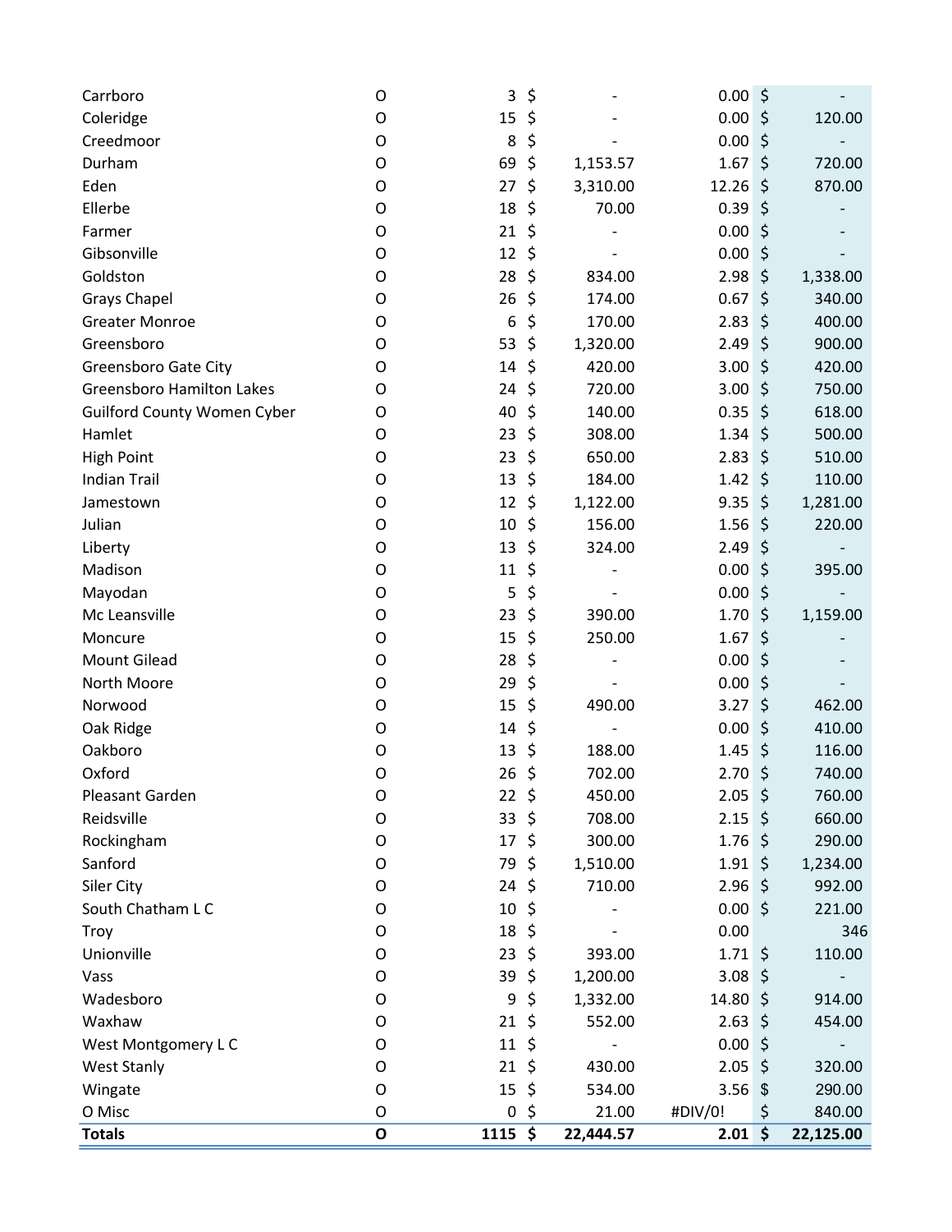| | | | | | |
|---|---|---|---|---|---|
| Carrboro | O | 3 | $ - | 0.00 | $ - |
| Coleridge | O | 15 | $ - | 0.00 | $ 120.00 |
| Creedmoor | O | 8 | $ - | 0.00 | $ - |
| Durham | O | 69 | $ 1,153.57 | 1.67 | $ 720.00 |
| Eden | O | 27 | $ 3,310.00 | 12.26 | $ 870.00 |
| Ellerbe | O | 18 | $ 70.00 | 0.39 | $ - |
| Farmer | O | 21 | $ - | 0.00 | $ - |
| Gibsonville | O | 12 | $ - | 0.00 | $ - |
| Goldston | O | 28 | $ 834.00 | 2.98 | $ 1,338.00 |
| Grays Chapel | O | 26 | $ 174.00 | 0.67 | $ 340.00 |
| Greater Monroe | O | 6 | $ 170.00 | 2.83 | $ 400.00 |
| Greensboro | O | 53 | $ 1,320.00 | 2.49 | $ 900.00 |
| Greensboro Gate City | O | 14 | $ 420.00 | 3.00 | $ 420.00 |
| Greensboro Hamilton Lakes | O | 24 | $ 720.00 | 3.00 | $ 750.00 |
| Guilford County Women Cyber | O | 40 | $ 140.00 | 0.35 | $ 618.00 |
| Hamlet | O | 23 | $ 308.00 | 1.34 | $ 500.00 |
| High Point | O | 23 | $ 650.00 | 2.83 | $ 510.00 |
| Indian Trail | O | 13 | $ 184.00 | 1.42 | $ 110.00 |
| Jamestown | O | 12 | $ 1,122.00 | 9.35 | $ 1,281.00 |
| Julian | O | 10 | $ 156.00 | 1.56 | $ 220.00 |
| Liberty | O | 13 | $ 324.00 | 2.49 | $ - |
| Madison | O | 11 | $ - | 0.00 | $ 395.00 |
| Mayodan | O | 5 | $ - | 0.00 | $ - |
| Mc Leansville | O | 23 | $ 390.00 | 1.70 | $ 1,159.00 |
| Moncure | O | 15 | $ 250.00 | 1.67 | $ - |
| Mount Gilead | O | 28 | $ - | 0.00 | $ - |
| North Moore | O | 29 | $ - | 0.00 | $ - |
| Norwood | O | 15 | $ 490.00 | 3.27 | $ 462.00 |
| Oak Ridge | O | 14 | $ - | 0.00 | $ 410.00 |
| Oakboro | O | 13 | $ 188.00 | 1.45 | $ 116.00 |
| Oxford | O | 26 | $ 702.00 | 2.70 | $ 740.00 |
| Pleasant Garden | O | 22 | $ 450.00 | 2.05 | $ 760.00 |
| Reidsville | O | 33 | $ 708.00 | 2.15 | $ 660.00 |
| Rockingham | O | 17 | $ 300.00 | 1.76 | $ 290.00 |
| Sanford | O | 79 | $ 1,510.00 | 1.91 | $ 1,234.00 |
| Siler City | O | 24 | $ 710.00 | 2.96 | $ 992.00 |
| South Chatham L C | O | 10 | $ - | 0.00 | $ 221.00 |
| Troy | O | 18 | $ - | 0.00 | 346 |
| Unionville | O | 23 | $ 393.00 | 1.71 | $ 110.00 |
| Vass | O | 39 | $ 1,200.00 | 3.08 | $ - |
| Wadesboro | O | 9 | $ 1,332.00 | 14.80 | $ 914.00 |
| Waxhaw | O | 21 | $ 552.00 | 2.63 | $ 454.00 |
| West Montgomery L C | O | 11 | $ - | 0.00 | $ - |
| West Stanly | O | 21 | $ 430.00 | 2.05 | $ 320.00 |
| Wingate | O | 15 | $ 534.00 | 3.56 | $ 290.00 |
| O Misc | O | 0 | $ 21.00 | #DIV/0! | $ 840.00 |
| **Totals** | **O** | **1115** | **$ 22,444.57** | **2.01** | **$ 22,125.00** |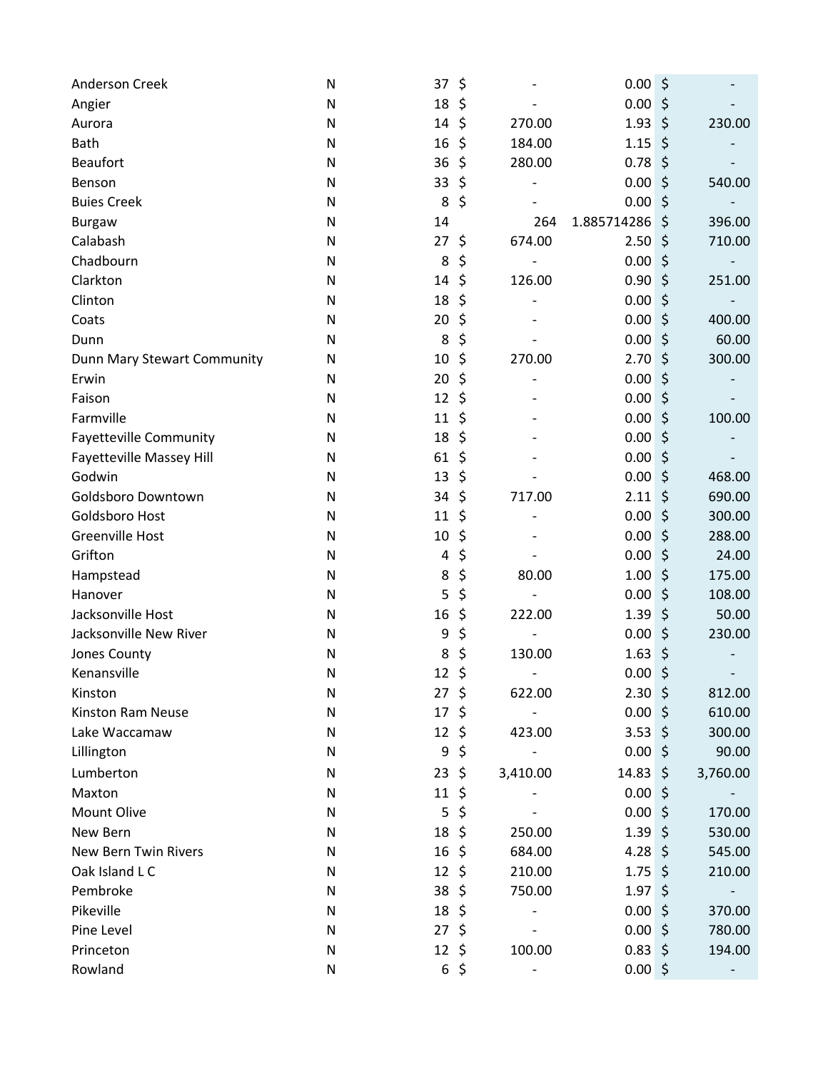| | | | | | |
|---|---|---|---|---|---|
| Anderson Creek | N | 37 | $ - | 0.00 | $ - |
| Angier | N | 18 | $ - | 0.00 | $ - |
| Aurora | N | 14 | $ 270.00 | 1.93 | $ 230.00 |
| Bath | N | 16 | $ 184.00 | 1.15 | $ - |
| Beaufort | N | 36 | $ 280.00 | 0.78 | $ - |
| Benson | N | 33 | $ - | 0.00 | $ 540.00 |
| Buies Creek | N | 8 | $ - | 0.00 | $ - |
| Burgaw | N | 14 | 264 | 1.885714286 | $ 396.00 |
| Calabash | N | 27 | $ 674.00 | 2.50 | $ 710.00 |
| Chadbourn | N | 8 | $ - | 0.00 | $ - |
| Clarkton | N | 14 | $ 126.00 | 0.90 | $ 251.00 |
| Clinton | N | 18 | $ - | 0.00 | $ - |
| Coats | N | 20 | $ - | 0.00 | $ 400.00 |
| Dunn | N | 8 | $ - | 0.00 | $ 60.00 |
| Dunn Mary Stewart Community | N | 10 | $ 270.00 | 2.70 | $ 300.00 |
| Erwin | N | 20 | $ - | 0.00 | $ - |
| Faison | N | 12 | $ - | 0.00 | $ - |
| Farmville | N | 11 | $ - | 0.00 | $ 100.00 |
| Fayetteville Community | N | 18 | $ - | 0.00 | $ - |
| Fayetteville Massey Hill | N | 61 | $ - | 0.00 | $ - |
| Godwin | N | 13 | $ - | 0.00 | $ 468.00 |
| Goldsboro Downtown | N | 34 | $ 717.00 | 2.11 | $ 690.00 |
| Goldsboro Host | N | 11 | $ - | 0.00 | $ 300.00 |
| Greenville Host | N | 10 | $ - | 0.00 | $ 288.00 |
| Grifton | N | 4 | $ - | 0.00 | $ 24.00 |
| Hampstead | N | 8 | $ 80.00 | 1.00 | $ 175.00 |
| Hanover | N | 5 | $ - | 0.00 | $ 108.00 |
| Jacksonville Host | N | 16 | $ 222.00 | 1.39 | $ 50.00 |
| Jacksonville New River | N | 9 | $ - | 0.00 | $ 230.00 |
| Jones County | N | 8 | $ 130.00 | 1.63 | $ - |
| Kenansville | N | 12 | $ - | 0.00 | $ - |
| Kinston | N | 27 | $ 622.00 | 2.30 | $ 812.00 |
| Kinston Ram Neuse | N | 17 | $ - | 0.00 | $ 610.00 |
| Lake Waccamaw | N | 12 | $ 423.00 | 3.53 | $ 300.00 |
| Lillington | N | 9 | $ - | 0.00 | $ 90.00 |
| Lumberton | N | 23 | $ 3,410.00 | 14.83 | $ 3,760.00 |
| Maxton | N | 11 | $ - | 0.00 | $ - |
| Mount Olive | N | 5 | $ - | 0.00 | $ 170.00 |
| New Bern | N | 18 | $ 250.00 | 1.39 | $ 530.00 |
| New Bern Twin Rivers | N | 16 | $ 684.00 | 4.28 | $ 545.00 |
| Oak Island L C | N | 12 | $ 210.00 | 1.75 | $ 210.00 |
| Pembroke | N | 38 | $ 750.00 | 1.97 | $ - |
| Pikeville | N | 18 | $ - | 0.00 | $ 370.00 |
| Pine Level | N | 27 | $ - | 0.00 | $ 780.00 |
| Princeton | N | 12 | $ 100.00 | 0.83 | $ 194.00 |
| Rowland | N | 6 | $ - | 0.00 | $ - |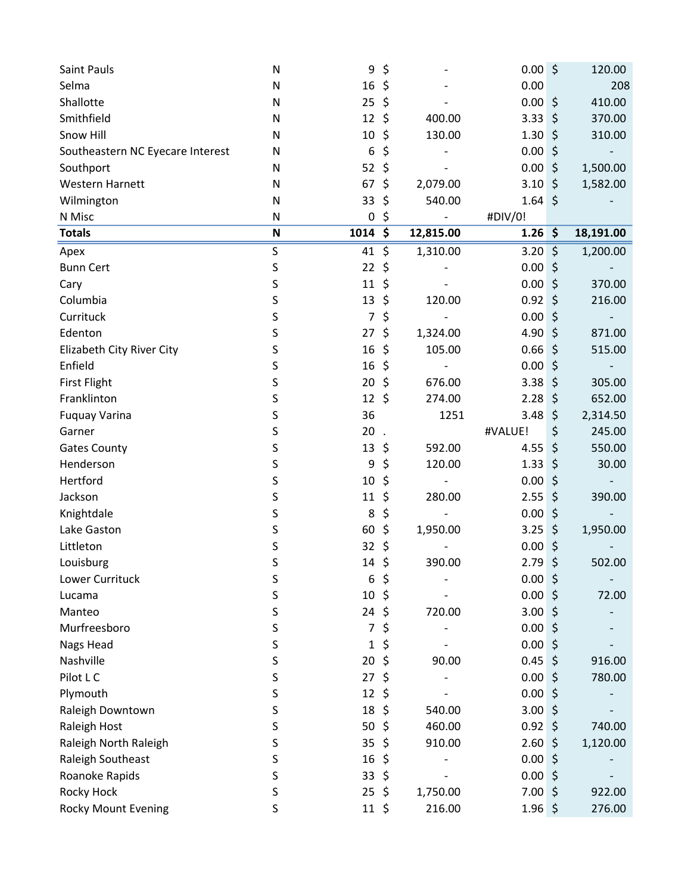| | | | | | |
|---|---|---|---|---|---|
| Saint Pauls | N | 9 | $ - | 0.00 | $ 120.00 |
| Selma | N | 16 | $ - | 0.00 | 208 |
| Shallotte | N | 25 | $ - | 0.00 | $ 410.00 |
| Smithfield | N | 12 | $ 400.00 | 3.33 | $ 370.00 |
| Snow Hill | N | 10 | $ 130.00 | 1.30 | $ 310.00 |
| Southeastern NC Eyecare Interest | N | 6 | $ - | 0.00 | $ - |
| Southport | N | 52 | $ - | 0.00 | $ 1,500.00 |
| Western Harnett | N | 67 | $ 2,079.00 | 3.10 | $ 1,582.00 |
| Wilmington | N | 33 | $ 540.00 | 1.64 | $ - |
| N Misc | N | 0 | $ - | #DIV/0! | |
| **Totals** | **N** | **1014** | **$ 12,815.00** | **1.26** | **$ 18,191.00** |
| Apex | S | 41 | $ 1,310.00 | 3.20 | $ 1,200.00 |
| Bunn Cert | S | 22 | $ - | 0.00 | $ - |
| Cary | S | 11 | $ - | 0.00 | $ 370.00 |
| Columbia | S | 13 | $ 120.00 | 0.92 | $ 216.00 |
| Currituck | S | 7 | $ - | 0.00 | $ - |
| Edenton | S | 27 | $ 1,324.00 | 4.90 | $ 871.00 |
| Elizabeth City River City | S | 16 | $ 105.00 | 0.66 | $ 515.00 |
| Enfield | S | 16 | $ - | 0.00 | $ - |
| First Flight | S | 20 | $ 676.00 | 3.38 | $ 305.00 |
| Franklinton | S | 12 | $ 274.00 | 2.28 | $ 652.00 |
| Fuquay Varina | S | 36 | 1251 | 3.48 | $ 2,314.50 |
| Garner | S | 20 | . | #VALUE! | $ 245.00 |
| Gates County | S | 13 | $ 592.00 | 4.55 | $ 550.00 |
| Henderson | S | 9 | $ 120.00 | 1.33 | $ 30.00 |
| Hertford | S | 10 | $ - | 0.00 | $ - |
| Jackson | S | 11 | $ 280.00 | 2.55 | $ 390.00 |
| Knightdale | S | 8 | $ - | 0.00 | $ - |
| Lake Gaston | S | 60 | $ 1,950.00 | 3.25 | $ 1,950.00 |
| Littleton | S | 32 | $ - | 0.00 | $ - |
| Louisburg | S | 14 | $ 390.00 | 2.79 | $ 502.00 |
| Lower Currituck | S | 6 | $ - | 0.00 | $ - |
| Lucama | S | 10 | $ - | 0.00 | $ 72.00 |
| Manteo | S | 24 | $ 720.00 | 3.00 | $ - |
| Murfreesboro | S | 7 | $ - | 0.00 | $ - |
| Nags Head | S | 1 | $ - | 0.00 | $ - |
| Nashville | S | 20 | $ 90.00 | 0.45 | $ 916.00 |
| Pilot L C | S | 27 | $ - | 0.00 | $ 780.00 |
| Plymouth | S | 12 | $ - | 0.00 | $ - |
| Raleigh Downtown | S | 18 | $ 540.00 | 3.00 | $ - |
| Raleigh Host | S | 50 | $ 460.00 | 0.92 | $ 740.00 |
| Raleigh North Raleigh | S | 35 | $ 910.00 | 2.60 | $ 1,120.00 |
| Raleigh Southeast | S | 16 | $ - | 0.00 | $ - |
| Roanoke Rapids | S | 33 | $ - | 0.00 | $ - |
| Rocky Hock | S | 25 | $ 1,750.00 | 7.00 | $ 922.00 |
| Rocky Mount Evening | S | 11 | $ 216.00 | 1.96 | $ 276.00 |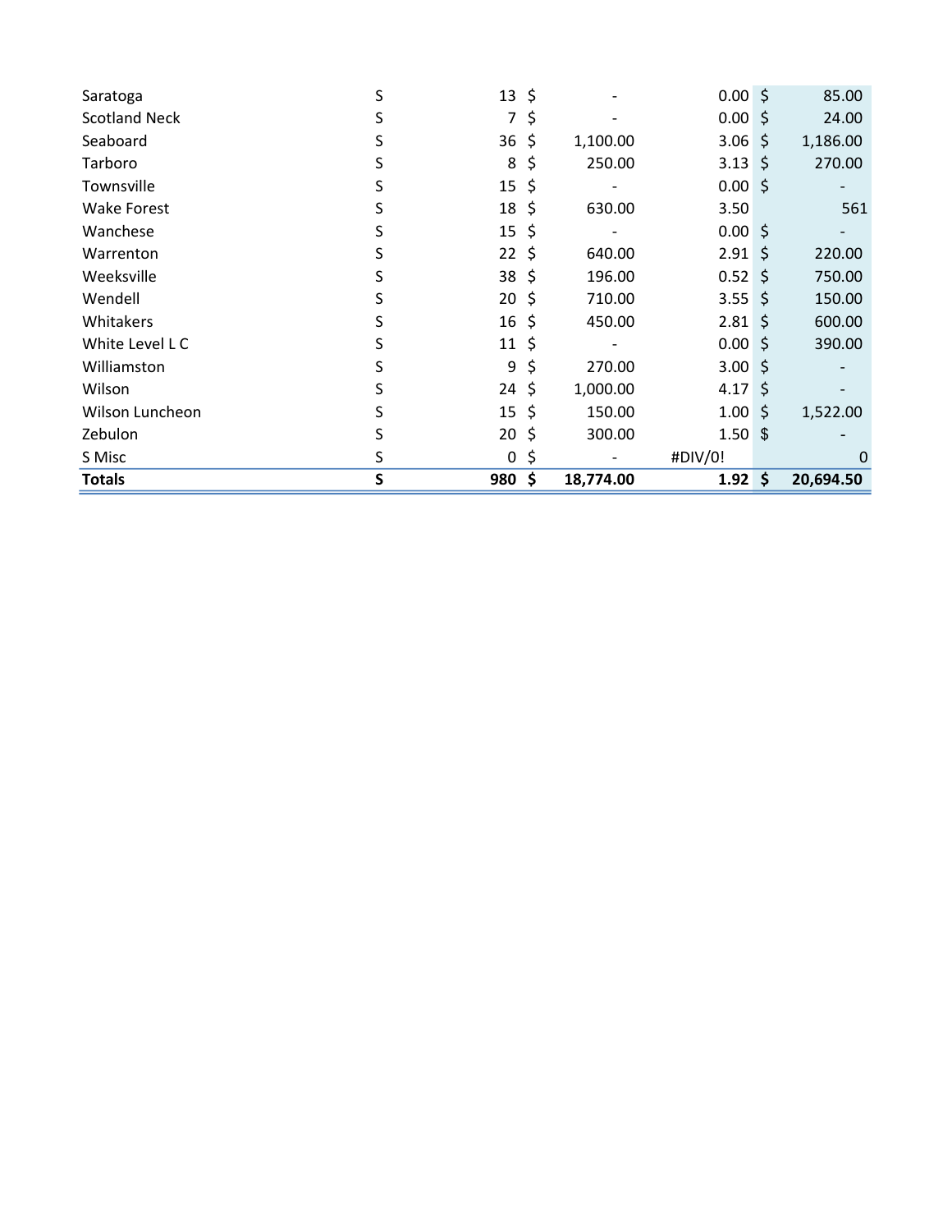| | | | | | |
|---|---|---|---|---|---|
| Saratoga | S | 13 | $ - | 0.00 | $ 85.00 |
| Scotland Neck | S | 7 | $ - | 0.00 | $ 24.00 |
| Seaboard | S | 36 | $ 1,100.00 | 3.06 | $ 1,186.00 |
| Tarboro | S | 8 | $ 250.00 | 3.13 | $ 270.00 |
| Townsville | S | 15 | $ - | 0.00 | $ - |
| Wake Forest | S | 18 | $ 630.00 | 3.50 | 561 |
| Wanchese | S | 15 | $ - | 0.00 | $ - |
| Warrenton | S | 22 | $ 640.00 | 2.91 | $ 220.00 |
| Weeksville | S | 38 | $ 196.00 | 0.52 | $ 750.00 |
| Wendell | S | 20 | $ 710.00 | 3.55 | $ 150.00 |
| Whitakers | S | 16 | $ 450.00 | 2.81 | $ 600.00 |
| White Level L C | S | 11 | $ - | 0.00 | $ 390.00 |
| Williamston | S | 9 | $ 270.00 | 3.00 | $ - |
| Wilson | S | 24 | $ 1,000.00 | 4.17 | $ - |
| Wilson Luncheon | S | 15 | $ 150.00 | 1.00 | $ 1,522.00 |
| Zebulon | S | 20 | $ 300.00 | 1.50 | $ - |
| S Misc | S | 0 | $ - | #DIV/0! | 0 |
| **Totals** | **S** | **980** | **$ 18,774.00** | **1.92** | **$ 20,694.50** |